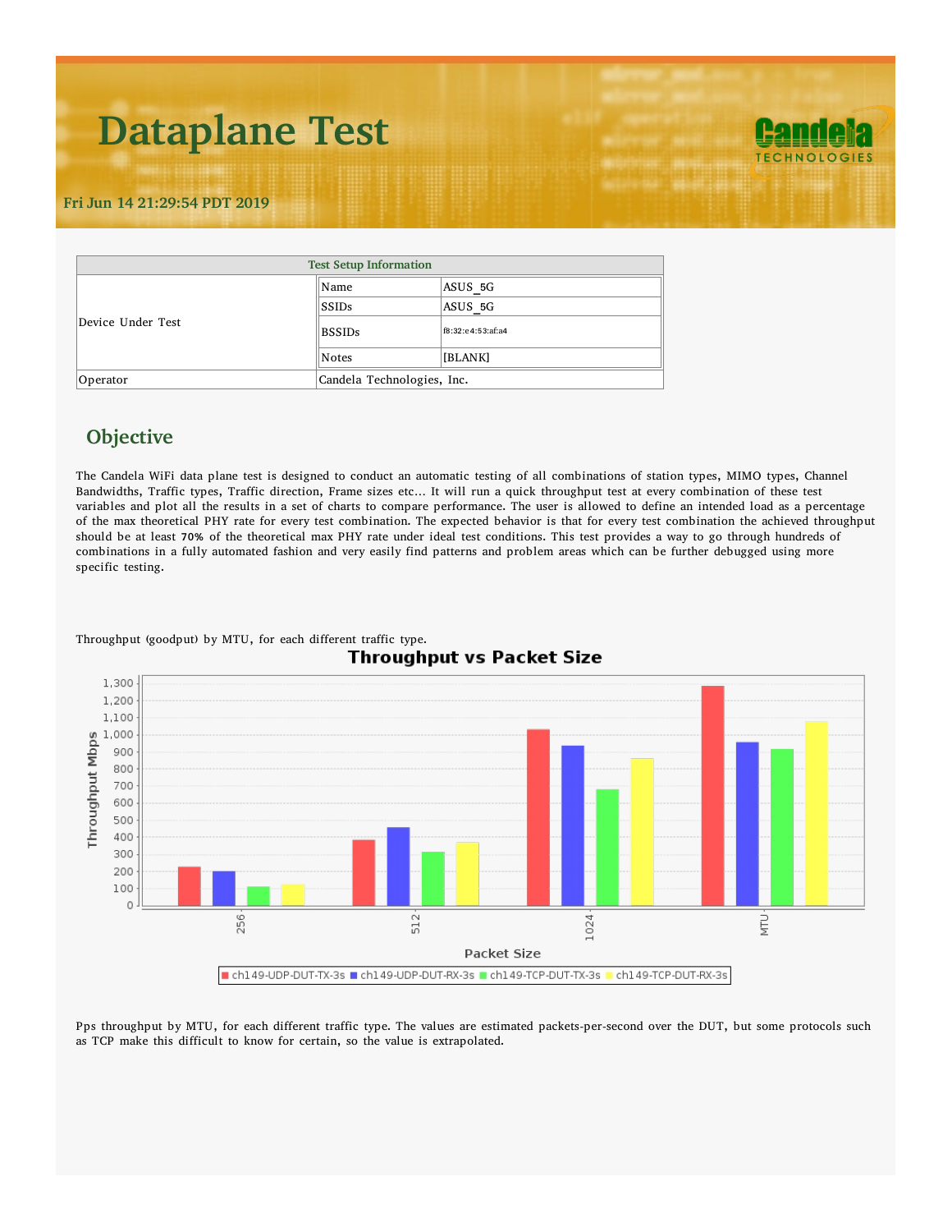# Dataplane Test

**Fri Jun 14 21:29:54 PDT 2019**

| Test Setup Information | | |
|---|---|---|
| Device Under Test | Name | ASUS_5G |
| | SSIDs | ASUS_5G |
| | BSSIDs | f8:32:e4:53:af:a4 |
| | Notes | [BLANK] |
| Operator | Candela Technologies, Inc. | |

## Objective

The Candela WiFi data plane test is designed to conduct an automatic testing of all combinations of station types, MIMO types, Channel Bandwidths, Traffic types, Traffic direction, Frame sizes etc... It will run a quick throughput test at every combination of these test variables and plot all the results in a set of charts to compare performance. The user is allowed to define an intended load as a percentage of the max theoretical PHY rate for every test combination. The expected behavior is that for every test combination the achieved throughput should be at least **70%** of the theoretical max PHY rate under ideal test conditions. This test provides a way to go through hundreds of combinations in a fully automated fashion and very easily find patterns and problem areas which can be further debugged using more specific testing.

Throughput (goodput) by MTU, for each different traffic type.

Pps throughput by MTU, for each different traffic type. The values are estimated packets-per-second over the DUT, but some protocols such as TCP make this difficult to know for certain, so the value is extrapolated.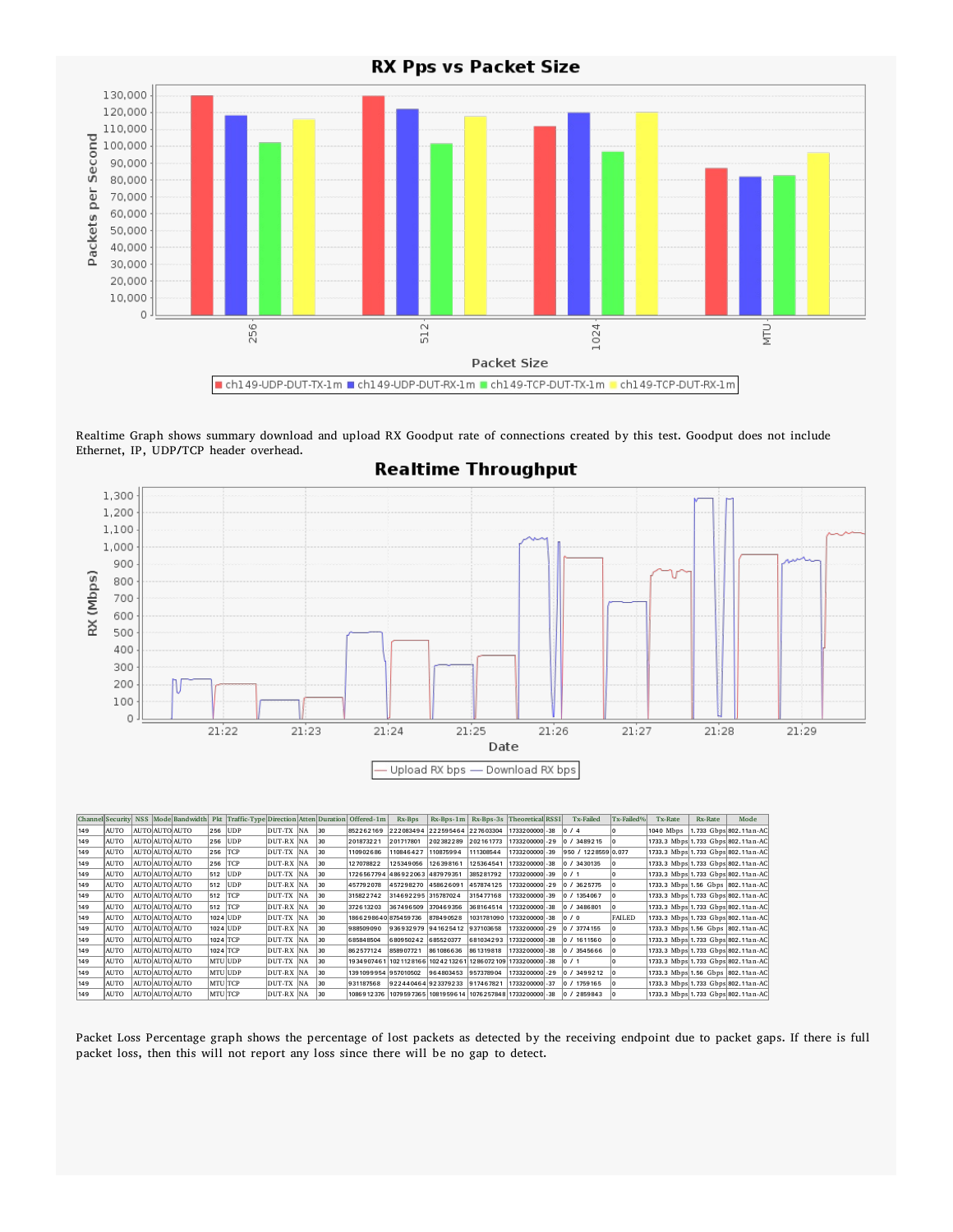## RX Pps vs Packet Size

Realtime Graph shows summary download and upload RX Goodput rate of connections created by this test. Goodput does not include Ethernet, IP, UDP/TCP header overhead.

## Realtime Throughput

| Channel | Security | NSS | Mode | Bandwidth | Pkt | Traffic-Type | Direction | Atten | Duration | Offered-1m | Rx-Bps | Rx-Bps-1m | Rx-Bps-3s | Theoretical | RSSI | Tx-Failed | Tx-Failed% | Tx-Rate | Rx-Rate | Mode |
|---|---|---|---|---|---|---|---|---|---|---|---|---|---|---|---|---|---|---|---|---|
| 149 | AUTO | AUTO | AUTO | AUTO | 256 | UDP | DUT-TX | NA | 30 | 852262169 | 222083494 | 222595464 | 227603304 | 1733200000 | -38 | 0 / 4 | 0 | 1040 Mbps | 1.733 Gbps | 802.11an-AC |
| 149 | AUTO | AUTO | AUTO | AUTO | 256 | UDP | DUT-RX | NA | 30 | 201873221 | 201717801 | 202382289 | 202161773 | 1733200000 | -29 | 0 / 3489215 | 0 | 1733.3 Mbps | 1.733 Gbps | 802.11an-AC |
| 149 | AUTO | AUTO | AUTO | AUTO | 256 | TCP | DUT-TX | NA | 30 | 110902686 | 110846427 | 110875994 | 111308544 | 1733200000 | -39 | 950 / 1228559 | 0.077 | 1733.3 Mbps | 1.733 Gbps | 802.11an-AC |
| 149 | AUTO | AUTO | AUTO | AUTO | 256 | TCP | DUT-RX | NA | 30 | 127078822 | 125349066 | 126398161 | 125364541 | 1733200000 | -38 | 0 / 3430135 | 0 | 1733.3 Mbps | 1.733 Gbps | 802.11an-AC |
| 149 | AUTO | AUTO | AUTO | AUTO | 512 | UDP | DUT-TX | NA | 30 | 1726567794 | 486922063 | 487979351 | 385281792 | 1733200000 | -39 | 0 / 1 | 0 | 1733.3 Mbps | 1.733 Gbps | 802.11an-AC |
| 149 | AUTO | AUTO | AUTO | AUTO | 512 | UDP | DUT-RX | NA | 30 | 457792078 | 457298270 | 458626091 | 457874125 | 1733200000 | -29 | 0 / 3625775 | 0 | 1733.3 Mbps | 1.56 Gbps | 802.11an-AC |
| 149 | AUTO | AUTO | AUTO | AUTO | 512 | TCP | DUT-TX | NA | 30 | 315822742 | 314692295 | 315787024 | 315477168 | 1733200000 | -39 | 0 / 1354067 | 0 | 1733.3 Mbps | 1.733 Gbps | 802.11an-AC |
| 149 | AUTO | AUTO | AUTO | AUTO | 512 | TCP | DUT-RX | NA | 30 | 372613203 | 367496509 | 370469356 | 368164514 | 1733200000 | -38 | 0 / 3486801 | 0 | 1733.3 Mbps | 1.733 Gbps | 802.11an-AC |
| 149 | AUTO | AUTO | AUTO | AUTO | 1024 | UDP | DUT-TX | NA | 30 | 1866298640 | 875459736 | 878490528 | 1031781090 | 1733200000 | -38 | 0 / 0 | FAILED | 1733.3 Mbps | 1.733 Gbps | 802.11an-AC |
| 149 | AUTO | AUTO | AUTO | AUTO | 1024 | UDP | DUT-RX | NA | 30 | 988509090 | 936932979 | 941625412 | 937103658 | 1733200000 | -29 | 0 / 3774155 | 0 | 1733.3 Mbps | 1.56 Gbps | 802.11an-AC |
| 149 | AUTO | AUTO | AUTO | AUTO | 1024 | TCP | DUT-TX | NA | 30 | 685848504 | 680950242 | 685520377 | 681034293 | 1733200000 | -38 | 0 / 1611560 | 0 | 1733.3 Mbps | 1.733 Gbps | 802.11an-AC |
| 149 | AUTO | AUTO | AUTO | AUTO | 1024 | TCP | DUT-RX | NA | 30 | 862577124 | 858907721 | 861086636 | 861319818 | 1733200000 | -38 | 0 / 3545666 | 0 | 1733.3 Mbps | 1.733 Gbps | 802.11an-AC |
| 149 | AUTO | AUTO | AUTO | AUTO | MTU | UDP | DUT-TX | NA | 30 | 1934907461 | 1021128166 | 1024213261 | 1286072109 | 1733200000 | -38 | 0 / 1 | 0 | 1733.3 Mbps | 1.733 Gbps | 802.11an-AC |
| 149 | AUTO | AUTO | AUTO | AUTO | MTU | UDP | DUT-RX | NA | 30 | 1391099954 | 957010502 | 964803453 | 957378904 | 1733200000 | -29 | 0 / 3499212 | 0 | 1733.3 Mbps | 1.56 Gbps | 802.11an-AC |
| 149 | AUTO | AUTO | AUTO | AUTO | MTU | TCP | DUT-TX | NA | 30 | 931187568 | 922440464 | 923379233 | 917467821 | 1733200000 | -37 | 0 / 1759165 | 0 | 1733.3 Mbps | 1.733 Gbps | 802.11an-AC |
| 149 | AUTO | AUTO | AUTO | AUTO | MTU | TCP | DUT-RX | NA | 30 | 1086912376 | 1079597365 | 1081959614 | 1076257848 | 1733200000 | -38 | 0 / 2859843 | 0 | 1733.3 Mbps | 1.733 Gbps | 802.11an-AC |

Packet Loss Percentage graph shows the percentage of lost packets as detected by the receiving endpoint due to packet gaps. If there is full packet loss, then this will not report any loss since there will be no gap to detect.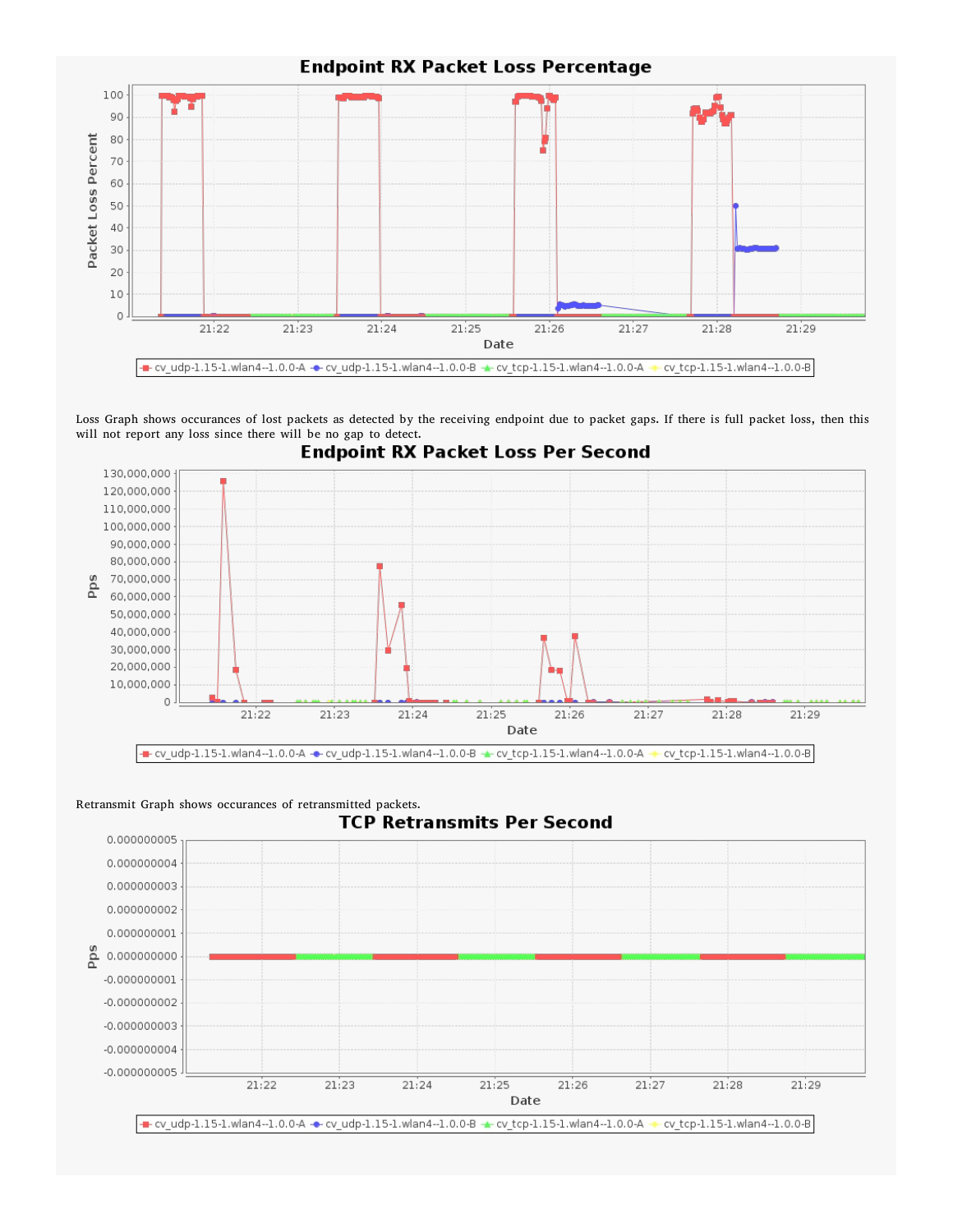## Endpoint RX Packet Loss Percentage

Loss Graph shows occurances of lost packets as detected by the receiving endpoint due to packet gaps. If there is full packet loss, then this will not report any loss since there will be no gap to detect.

## Endpoint RX Packet Loss Per Second

Retransmit Graph shows occurances of retransmitted packets.

## TCP Retransmits Per Second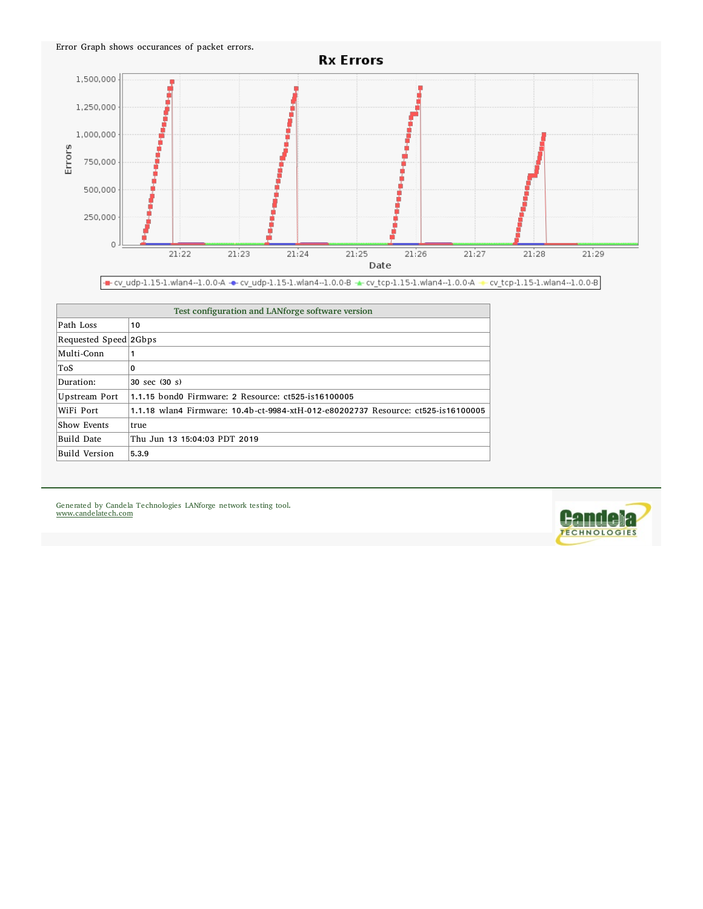Error Graph shows occurances of packet errors.

Rx Errors

1,500,000
1,250,000
1,000,000
750,000
500,000
250,000
0

Errors

21:22
21:23
21:24
21:25
21:26
21:27
21:28
21:29

Date

cv_udp-1.15-1.wlan4--1.0.0-A
cv_udp-1.15-1.wlan4--1.0.0-B
cv_tcp-1.15-1.wlan4--1.0.0-A
cv_tcp-1.15-1.wlan4--1.0.0-B

| Test configuration and LANforge software version | |
|---|---|
| Path Loss | 10 |
| Requested Speed | 2Gbps |
| Multi-Conn | 1 |
| ToS | 0 |
| Duration: | 30 sec (30 s) |
| Upstream Port | 1.1.15 bond0 Firmware: 2 Resource: ct525-is16100005 |
| WiFi Port | 1.1.18 wlan4 Firmware: 10.4b-ct-9984-xtH-012-e80202737 Resource: ct525-is16100005 |
| Show Events | true |
| Build Date | Thu Jun 13 15:04:03 PDT 2019 |
| Build Version | 5.3.9 |

Generated by Candela Technologies LANforge network testing tool.
www.candelatech.com